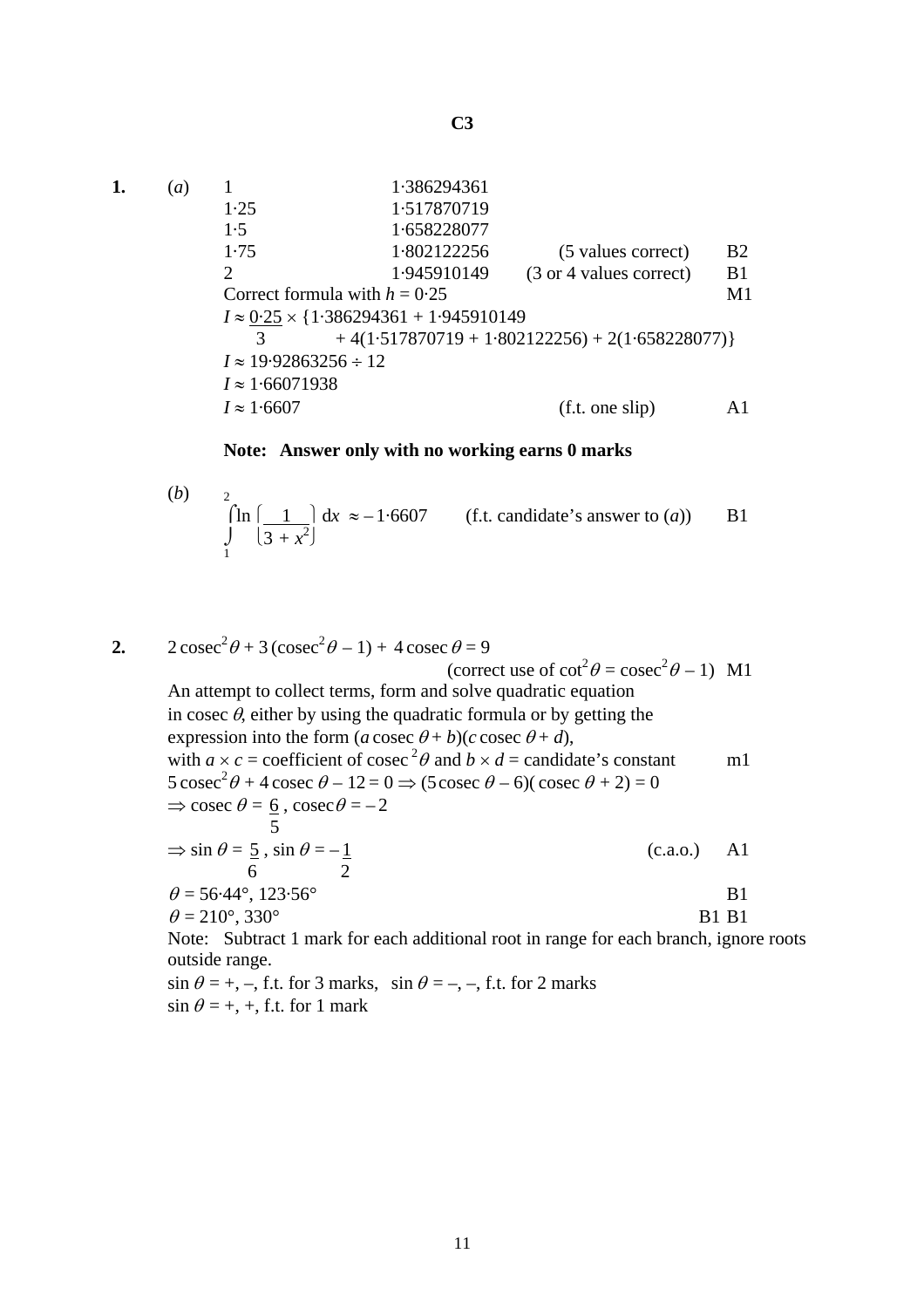## C3

**1.** (*a*)

| | | | |
|---|---|---|---|
| 1 | 1·386294361 | | |
| 1·25 | 1·517870719 | | |
| 1·5 | 1·658228077 | | |
| 1·75 | 1·802122256 | (5 values correct) | B2 |
| 2 | 1·945910149 | (3 or 4 values correct) | B1 |

Correct formula with $h = 0{\cdot}25$ M1

$$I \approx \frac{0{\cdot}25}{3} \times \{1{\cdot}386294361 + 1{\cdot}945910149 + 4(1{\cdot}517870719 + 1{\cdot}802122256) + 2(1{\cdot}658228077)\}$$

$I \approx 19{\cdot}92863256 \div 12$

$I \approx 1{\cdot}66071938$

$I \approx 1{\cdot}6607$ (f.t. one slip) A1

**Note: Answer only with no working earns 0 marks**

(*b*)

$$\int_1^2 \ln\left(\frac{1}{3 + x^2}\right) \mathrm{d}x \approx -1{\cdot}6607$$ (f.t. candidate's answer to (*a*)) B1

**2.** $2\,\text{cosec}^2\theta + 3\,(\text{cosec}^2\theta - 1) + 4\,\text{cosec}\,\theta = 9$

(correct use of $\cot^2\theta = \text{cosec}^2\theta - 1$) M1

An attempt to collect terms, form and solve quadratic equation in cosec $\theta$, either by using the quadratic formula or by getting the expression into the form $(a\,\text{cosec}\,\theta + b)(c\,\text{cosec}\,\theta + d)$, with $a \times c$ = coefficient of $\text{cosec}^2\theta$ and $b \times d$ = candidate's constant m1

$5\,\text{cosec}^2\theta + 4\,\text{cosec}\,\theta - 12 = 0 \Rightarrow (5\,\text{cosec}\,\theta - 6)(\,\text{cosec}\,\theta + 2) = 0$

$\Rightarrow \text{cosec}\,\theta = \dfrac{6}{5},\ \text{cosec}\,\theta = -2$

$\Rightarrow \sin\theta = \dfrac{5}{6},\ \sin\theta = -\dfrac{1}{2}$ (c.a.o.) A1

$\theta = 56{\cdot}44°, 123{\cdot}56°$ B1

$\theta = 210°, 330°$ B1 B1

Note: Subtract 1 mark for each additional root in range for each branch, ignore roots outside range.

$\sin\theta = +, -$, f.t. for 3 marks, $\sin\theta = -, -$, f.t. for 2 marks

$\sin\theta = +, +$, f.t. for 1 mark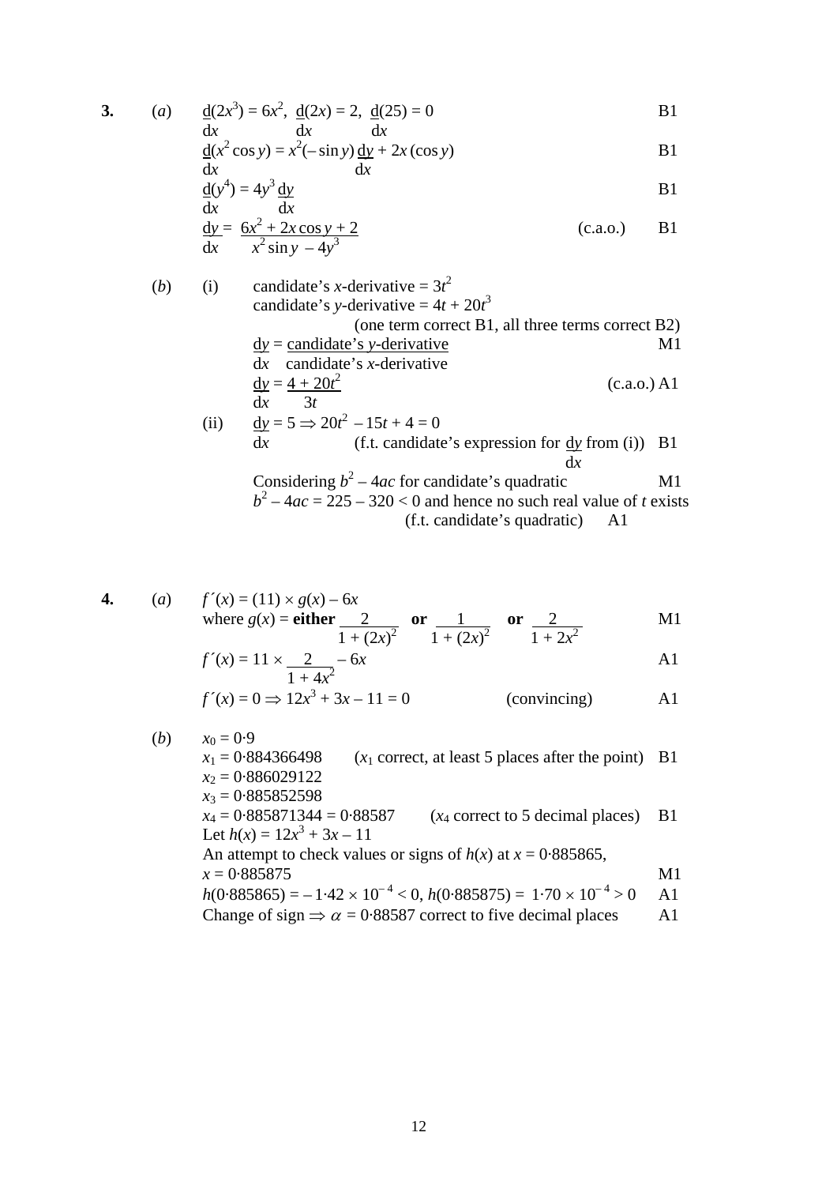**3.** (*a*) $\frac{d}{dx}(2x^3) = 6x^2$, $\frac{d}{dx}(2x) = 2$, $\frac{d}{dx}(25) = 0$ B1

$\frac{d}{dx}(x^2 \cos y) = x^2(-\sin y)\frac{dy}{dx} + 2x(\cos y)$ B1

$\frac{d}{dx}(y^4) = 4y^3\frac{dy}{dx}$ B1

$\frac{dy}{dx} = \frac{6x^2 + 2x\cos y + 2}{x^2 \sin y - 4y^3}$ (c.a.o.) B1

(*b*) (i) candidate's *x*-derivative = $3t^2$

candidate's *y*-derivative = $4t + 20t^3$

(one term correct B1, all three terms correct B2)

$\frac{dy}{dx} = \frac{\text{candidate's } y\text{-derivative}}{\text{candidate's } x\text{-derivative}}$ M1

$\frac{dy}{dx} = \frac{4 + 20t^2}{3t}$ (c.a.o.) A1

(ii) $\frac{dy}{dx} = 5 \Rightarrow 20t^2 - 15t + 4 = 0$

(f.t. candidate's expression for $\frac{dy}{dx}$ from (i)) B1

Considering $b^2 - 4ac$ for candidate's quadratic M1

$b^2 - 4ac = 225 - 320 < 0$ and hence no such real value of *t* exists

(f.t. candidate's quadratic) A1

**4.** (*a*) $f'(x) = (11) \times g(x) - 6x$

where $g(x) =$ **either** $\frac{2}{1 + (2x)^2}$ **or** $\frac{1}{1 + (2x)^2}$ **or** $\frac{2}{1 + 2x^2}$ M1

$f'(x) = 11 \times \frac{2}{1 + 4x^2} - 6x$ A1

$f'(x) = 0 \Rightarrow 12x^3 + 3x - 11 = 0$ (convincing) A1

(*b*) $x_0 = 0{\cdot}9$

$x_1 = 0{\cdot}884366498$ ($x_1$ correct, at least 5 places after the point) B1

$x_2 = 0{\cdot}886029122$

$x_3 = 0{\cdot}885852598$

$x_4 = 0{\cdot}885871344 = 0{\cdot}88587$ ($x_4$ correct to 5 decimal places) B1

Let $h(x) = 12x^3 + 3x - 11$

An attempt to check values or signs of $h(x)$ at $x = 0{\cdot}885865$, $x = 0{\cdot}885875$ M1

$h(0{\cdot}885865) = -1{\cdot}42 \times 10^{-4} < 0$, $h(0{\cdot}885875) = 1{\cdot}70 \times 10^{-4} > 0$ A1

Change of sign $\Rightarrow \alpha = 0{\cdot}88587$ correct to five decimal places A1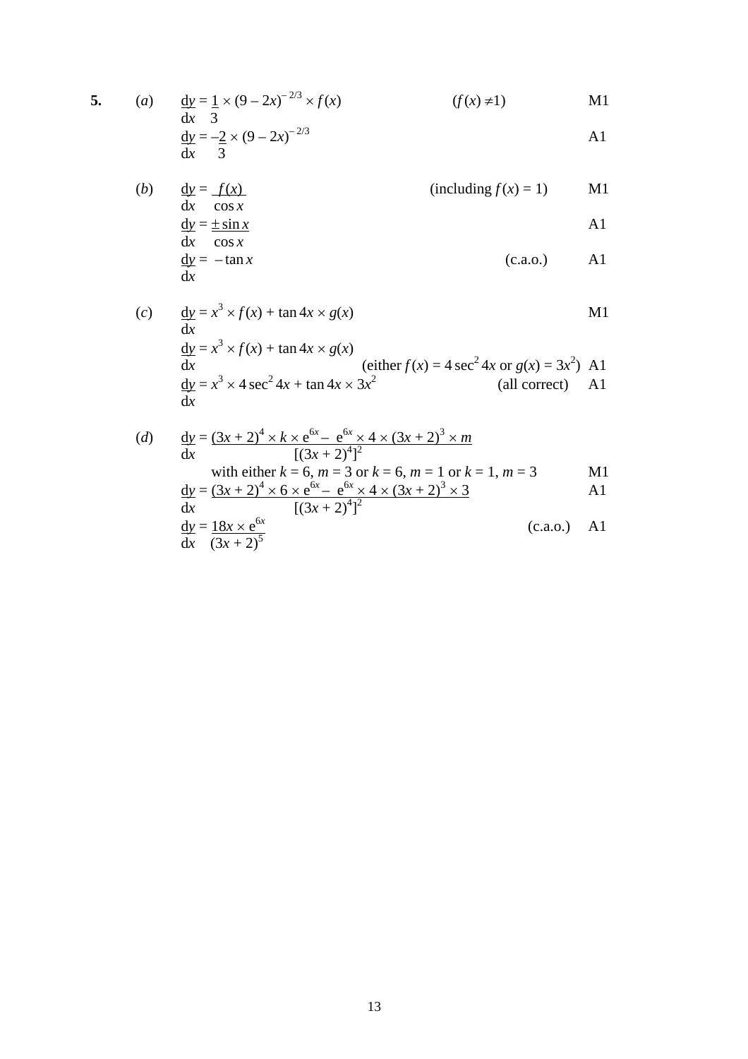**5.**

(*a*) $\dfrac{dy}{dx} = \dfrac{1}{3} \times (9 - 2x)^{-2/3} \times f(x)$ &nbsp;&nbsp;&nbsp;&nbsp; $(f(x) \neq 1)$ &nbsp;&nbsp;&nbsp;&nbsp; M1

$\dfrac{dy}{dx} = -\dfrac{2}{3} \times (9 - 2x)^{-2/3}$ &nbsp;&nbsp;&nbsp;&nbsp; A1

(*b*) $\dfrac{dy}{dx} = \dfrac{f(x)}{\cos x}$ &nbsp;&nbsp;&nbsp;&nbsp; (including $f(x) = 1$) &nbsp;&nbsp;&nbsp;&nbsp; M1

$\dfrac{dy}{dx} = \dfrac{\pm \sin x}{\cos x}$ &nbsp;&nbsp;&nbsp;&nbsp; A1

$\dfrac{dy}{dx} = -\tan x$ &nbsp;&nbsp;&nbsp;&nbsp; (c.a.o.) &nbsp;&nbsp;&nbsp;&nbsp; A1

(*c*) $\dfrac{dy}{dx} = x^3 \times f(x) + \tan 4x \times g(x)$ &nbsp;&nbsp;&nbsp;&nbsp; M1

$\dfrac{dy}{dx} = x^3 \times f(x) + \tan 4x \times g(x)$ &nbsp;&nbsp;&nbsp;&nbsp; (either $f(x) = 4\sec^2 4x$ or $g(x) = 3x^2$) &nbsp;&nbsp;&nbsp;&nbsp; A1

$\dfrac{dy}{dx} = x^3 \times 4\sec^2 4x + \tan 4x \times 3x^2$ &nbsp;&nbsp;&nbsp;&nbsp; (all correct) &nbsp;&nbsp;&nbsp;&nbsp; A1

(*d*) $\dfrac{dy}{dx} = \dfrac{(3x+2)^4 \times k \times e^{6x} - e^{6x} \times 4 \times (3x+2)^3 \times m}{[(3x+2)^4]^2}$

with either $k = 6$, $m = 3$ or $k = 6$, $m = 1$ or $k = 1$, $m = 3$ &nbsp;&nbsp;&nbsp;&nbsp; M1

$\dfrac{dy}{dx} = \dfrac{(3x+2)^4 \times 6 \times e^{6x} - e^{6x} \times 4 \times (3x+2)^3 \times 3}{[(3x+2)^4]^2}$ &nbsp;&nbsp;&nbsp;&nbsp; A1

$\dfrac{dy}{dx} = \dfrac{18x \times e^{6x}}{(3x+2)^5}$ &nbsp;&nbsp;&nbsp;&nbsp; (c.a.o.) &nbsp;&nbsp;&nbsp;&nbsp; A1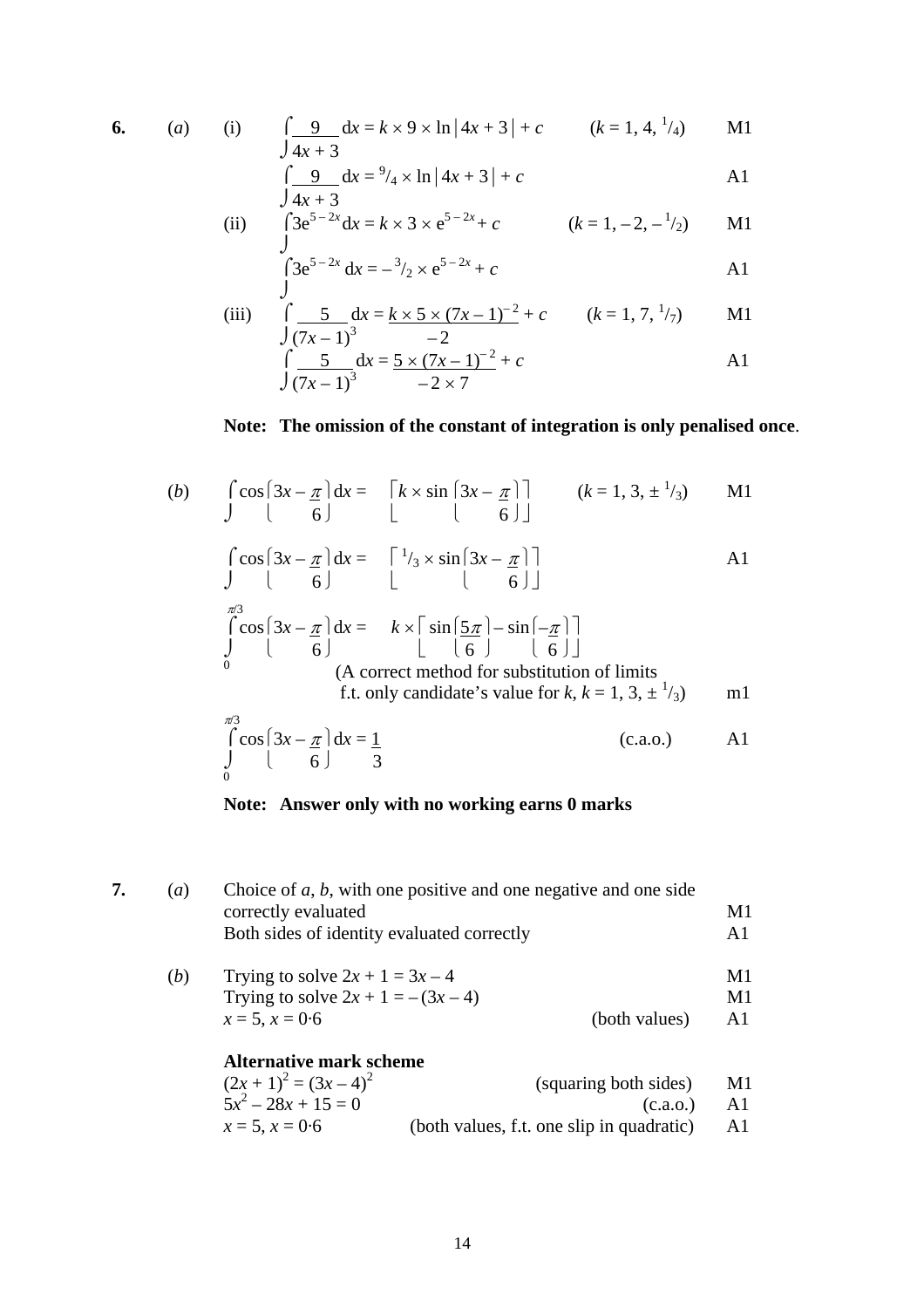**6.** (*a*) (i) $\displaystyle\int \frac{9}{4x+3}\,dx = k \times 9 \times \ln|4x+3| + c$ $\quad (k = 1, 4, \tfrac{1}{4})$ **M1**

$\displaystyle\int \frac{9}{4x+3}\,dx = \tfrac{9}{4} \times \ln|4x+3| + c$ **A1**

(ii) $\displaystyle\int 3e^{5-2x}\,dx = k \times 3 \times e^{5-2x} + c$ $\quad (k = 1, -2, -\tfrac{1}{2})$ **M1**

$\displaystyle\int 3e^{5-2x}\,dx = -\tfrac{3}{2} \times e^{5-2x} + c$ **A1**

(iii) $\displaystyle\int \frac{5}{(7x-1)^3}\,dx = \frac{k \times 5 \times (7x-1)^{-2}}{-2} + c$ $\quad (k = 1, 7, \tfrac{1}{7})$ **M1**

$\displaystyle\int \frac{5}{(7x-1)^3}\,dx = \frac{5 \times (7x-1)^{-2}}{-2 \times 7} + c$ **A1**

**Note: The omission of the constant of integration is only penalised once.**

(*b*) $\displaystyle\int \cos\left(3x - \frac{\pi}{6}\right)dx = \left[k \times \sin\left(3x - \frac{\pi}{6}\right)\right]$ $\quad (k = 1, 3, \pm\tfrac{1}{3})$ **M1**

$\displaystyle\int \cos\left(3x - \frac{\pi}{6}\right)dx = \left[\tfrac{1}{3} \times \sin\left(3x - \frac{\pi}{6}\right)\right]$ **A1**

$\displaystyle\int_0^{\pi/3} \cos\left(3x - \frac{\pi}{6}\right)dx = k \times \left[\sin\left(\frac{5\pi}{6}\right) - \sin\left(\frac{-\pi}{6}\right)\right]$

(A correct method for substitution of limits f.t. only candidate's value for $k$, $k = 1, 3, \pm\tfrac{1}{3}$) **m1**

$\displaystyle\int_0^{\pi/3} \cos\left(3x - \frac{\pi}{6}\right)dx = \frac{1}{3}$ (c.a.o.) **A1**

**Note: Answer only with no working earns 0 marks**

**7.** (*a*) Choice of $a$, $b$, with one positive and one negative and one side correctly evaluated **M1**

Both sides of identity evaluated correctly **A1**

(*b*) Trying to solve $2x + 1 = 3x - 4$ **M1**

Trying to solve $2x + 1 = -(3x - 4)$ **M1**

$x = 5$, $x = 0{\cdot}6$ (both values) **A1**

**Alternative mark scheme**

$(2x + 1)^2 = (3x - 4)^2$ (squaring both sides) **M1**

$5x^2 - 28x + 15 = 0$ (c.a.o.) **A1**

$x = 5$, $x = 0{\cdot}6$ (both values, f.t. one slip in quadratic) **A1**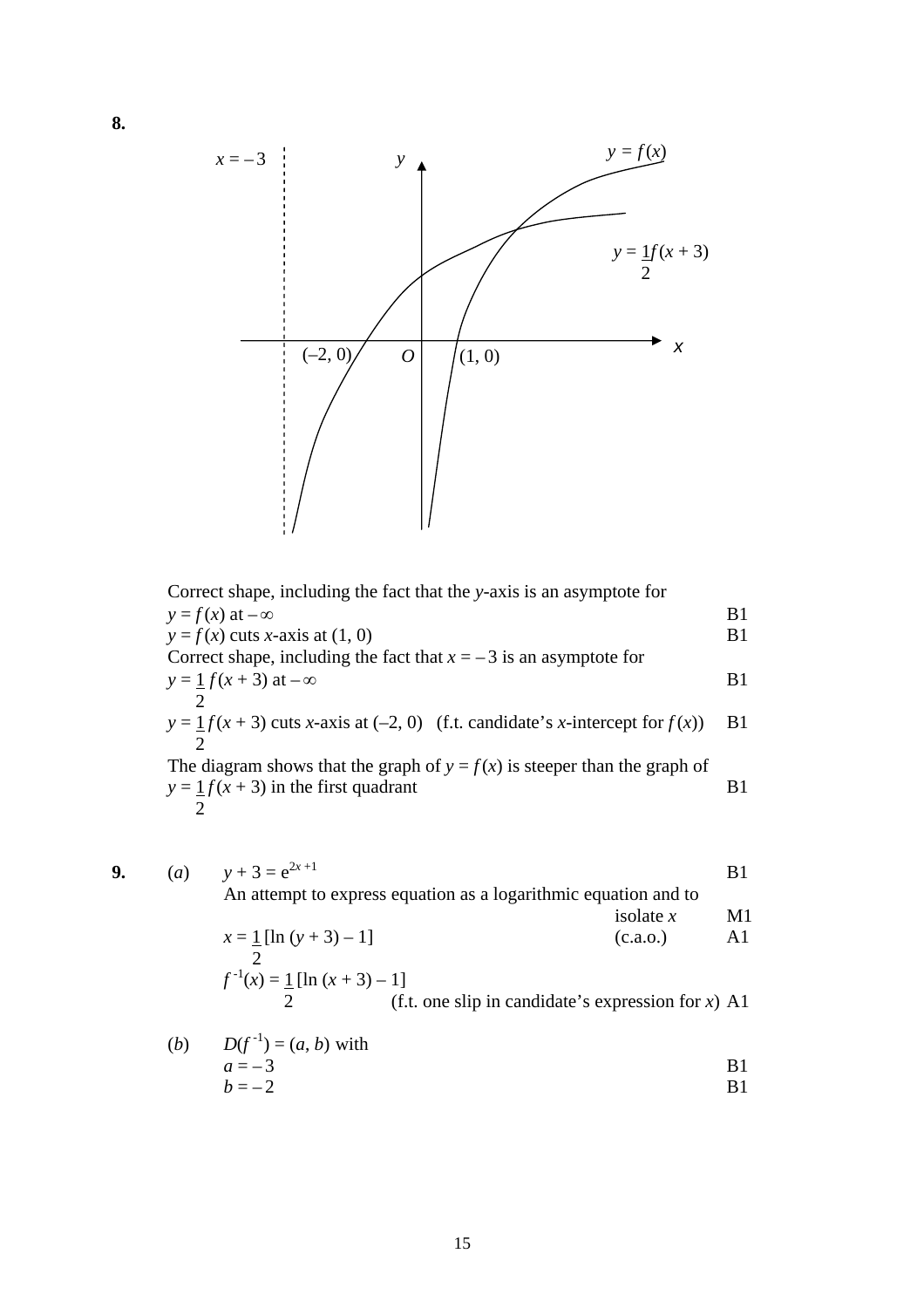**8.**

Correct shape, including the fact that the $y$-axis is an asymptote for $y = f(x)$ at $-\infty$ B1

$y = f(x)$ cuts $x$-axis at $(1, 0)$ B1

Correct shape, including the fact that $x = -3$ is an asymptote for $y = \frac{1}{2}f(x + 3)$ at $-\infty$ B1

$y = \frac{1}{2}f(x + 3)$ cuts $x$-axis at $(-2, 0)$ (f.t. candidate's $x$-intercept for $f(x)$) B1

The diagram shows that the graph of $y = f(x)$ is steeper than the graph of $y = \frac{1}{2}f(x + 3)$ in the first quadrant B1

**9.** (*a*) $y + 3 = e^{2x+1}$ B1

An attempt to express equation as a logarithmic equation and to isolate $x$ M1

$x = \frac{1}{2}[\ln(y + 3) - 1]$ (c.a.o.) A1

$f^{-1}(x) = \frac{1}{2}[\ln(x + 3) - 1]$ (f.t. one slip in candidate's expression for $x$) A1

(*b*) $D(f^{-1}) = (a, b)$ with

$a = -3$ B1

$b = -2$ B1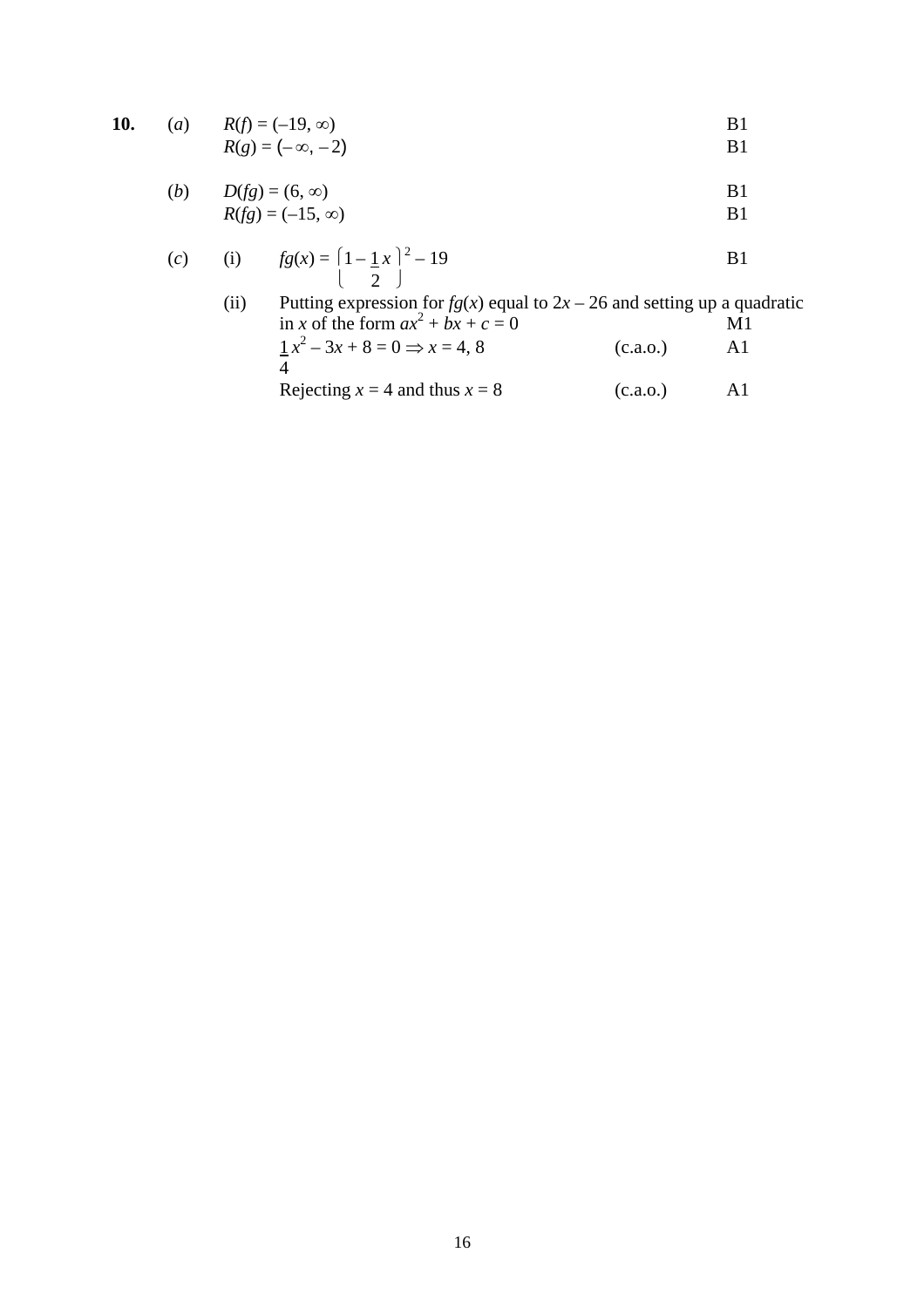**10.** (*a*) $R(f) = (-19, \infty)$ B1

$R(g) = (-\infty, -2)$ B1

(*b*) $D(fg) = (6, \infty)$ B1

$R(fg) = (-15, \infty)$ B1

(*c*) (i) $fg(x) = \left(1 - \frac{1}{2}x\right)^2 - 19$ B1

(ii) Putting expression for $fg(x)$ equal to $2x - 26$ and setting up a quadratic in $x$ of the form $ax^2 + bx + c = 0$ M1

$\frac{1}{4}x^2 - 3x + 8 = 0 \Rightarrow x = 4, 8$ (c.a.o.) A1

Rejecting $x = 4$ and thus $x = 8$ (c.a.o.) A1